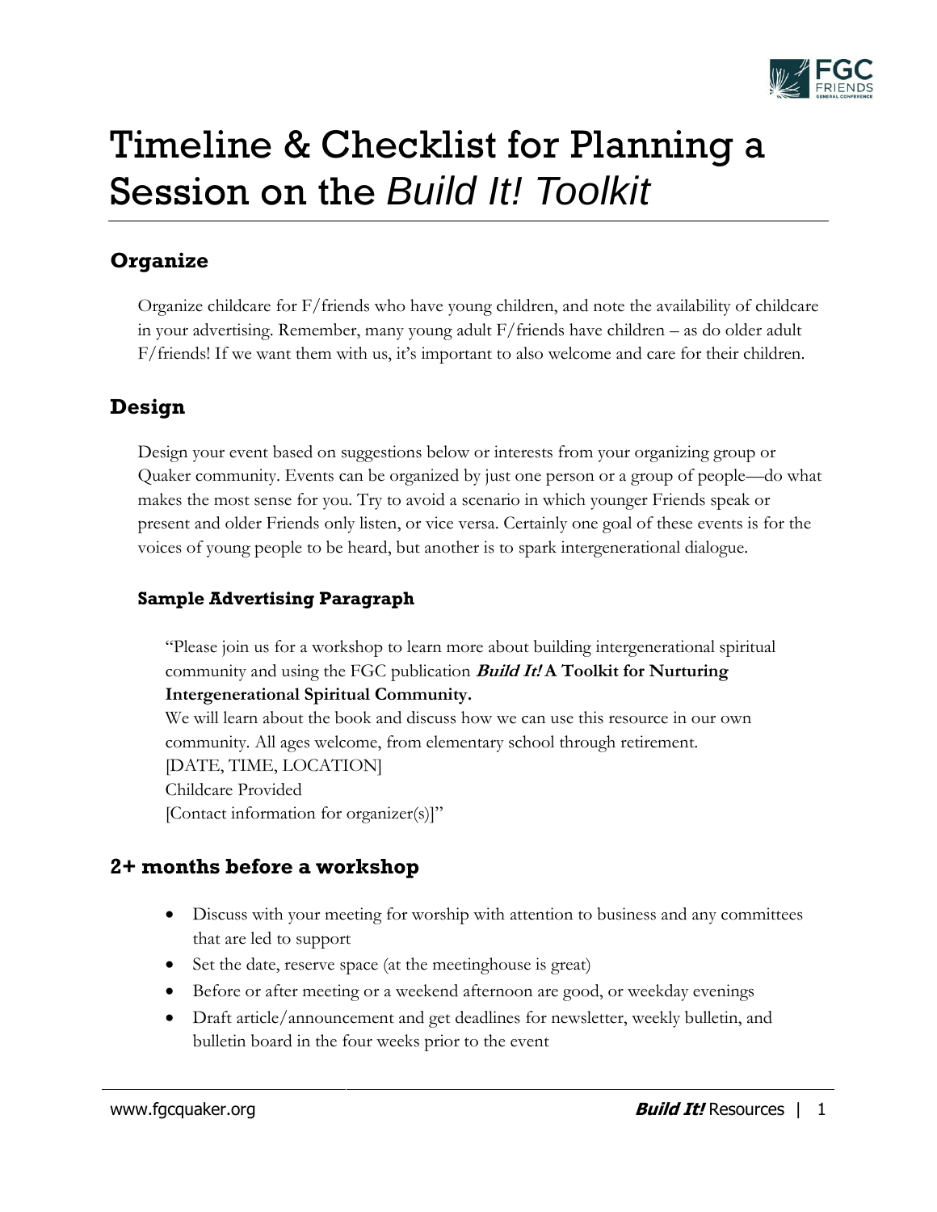# Timeline & Checklist for Planning a Session on the *Build It! Toolkit*

## Organize

Organize childcare for F/friends who have young children, and note the availability of childcare in your advertising. Remember, many young adult F/friends have children – as do older adult F/friends! If we want them with us, it's important to also welcome and care for their children.

## Design

Design your event based on suggestions below or interests from your organizing group or Quaker community. Events can be organized by just one person or a group of people—do what makes the most sense for you. Try to avoid a scenario in which younger Friends speak or present and older Friends only listen, or vice versa. Certainly one goal of these events is for the voices of young people to be heard, but another is to spark intergenerational dialogue.

### Sample Advertising Paragraph

"Please join us for a workshop to learn more about building intergenerational spiritual community and using the FGC publication ***Build It!* A Toolkit for Nurturing Intergenerational Spiritual Community.**
We will learn about the book and discuss how we can use this resource in our own community. All ages welcome, from elementary school through retirement.
[DATE, TIME, LOCATION]
Childcare Provided
[Contact information for organizer(s)]"

## 2+ months before a workshop

- Discuss with your meeting for worship with attention to business and any committees that are led to support
- Set the date, reserve space (at the meetinghouse is great)
- Before or after meeting or a weekend afternoon are good, or weekday evenings
- Draft article/announcement and get deadlines for newsletter, weekly bulletin, and bulletin board in the four weeks prior to the event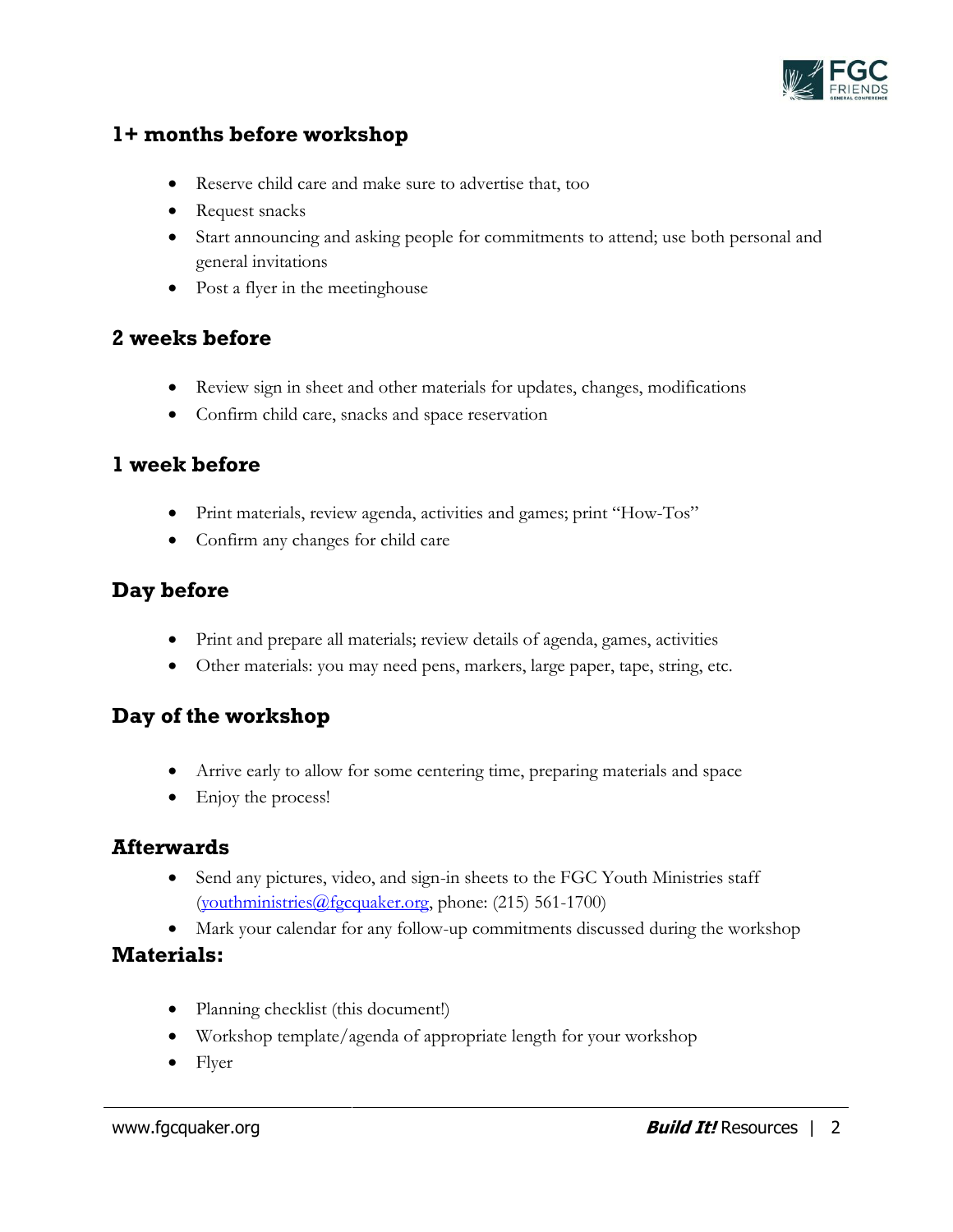## 1+ months before workshop

- Reserve child care and make sure to advertise that, too
- Request snacks
- Start announcing and asking people for commitments to attend; use both personal and general invitations
- Post a flyer in the meetinghouse

## 2 weeks before

- Review sign in sheet and other materials for updates, changes, modifications
- Confirm child care, snacks and space reservation

## 1 week before

- Print materials, review agenda, activities and games; print "How-Tos"
- Confirm any changes for child care

## Day before

- Print and prepare all materials; review details of agenda, games, activities
- Other materials: you may need pens, markers, large paper, tape, string, etc.

## Day of the workshop

- Arrive early to allow for some centering time, preparing materials and space
- Enjoy the process!

## Afterwards

- Send any pictures, video, and sign-in sheets to the FGC Youth Ministries staff (youthministries@fgcquaker.org, phone: (215) 561-1700)
- Mark your calendar for any follow-up commitments discussed during the workshop

## Materials:

- Planning checklist (this document!)
- Workshop template/agenda of appropriate length for your workshop
- Flyer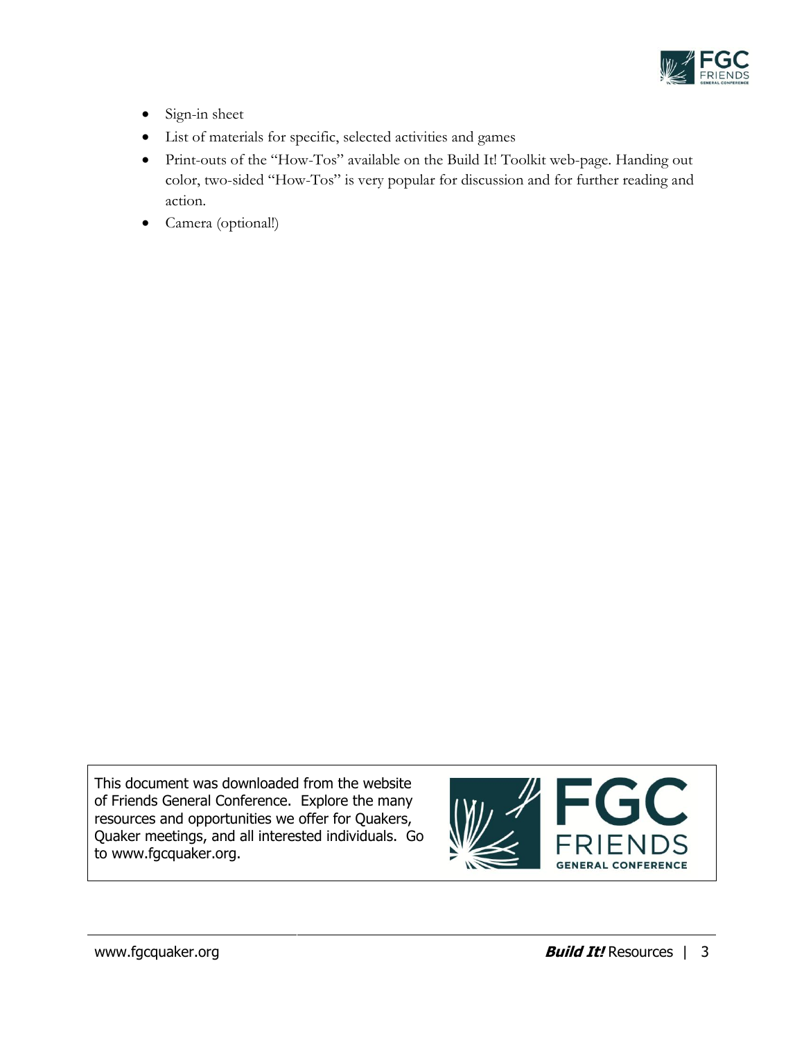- Sign-in sheet
- List of materials for specific, selected activities and games
- Print-outs of the "How-Tos" available on the Build It! Toolkit web-page. Handing out color, two-sided "How-Tos" is very popular for discussion and for further reading and action.
- Camera (optional!)

This document was downloaded from the website of Friends General Conference. Explore the many resources and opportunities we offer for Quakers, Quaker meetings, and all interested individuals. Go to www.fgcquaker.org.